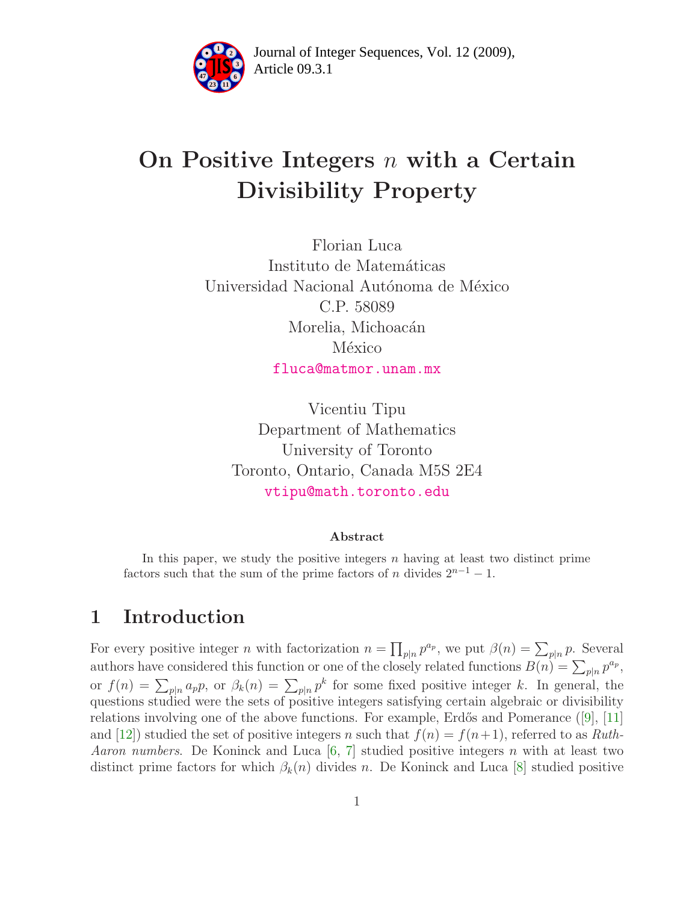Journal of Integer Sequences, Vol. 12 (2009), Article 09.3.1

# On Positive Integers $n$ with a Certain Divisibility Property

Florian Luca
Instituto de Matemáticas
Universidad Nacional Autónoma de México
C.P. 58089
Morelia, Michoacán
México
fluca@matmor.unam.mx

Vicentiu Tipu
Department of Mathematics
University of Toronto
Toronto, Ontario, Canada M5S 2E4
vtipu@math.toronto.edu

### Abstract

In this paper, we study the positive integers $n$ having at least two distinct prime factors such that the sum of the prime factors of $n$ divides $2^{n-1} - 1$.

## 1 Introduction

For every positive integer $n$ with factorization $n = \prod_{p|n} p^{a_p}$, we put $\beta(n) = \sum_{p|n} p$. Several authors have considered this function or one of the closely related functions $B(n) = \sum_{p|n} p^{a_p}$, or $f(n) = \sum_{p|n} a_p p$, or $\beta_k(n) = \sum_{p|n} p^k$ for some fixed positive integer $k$. In general, the questions studied were the sets of positive integers satisfying certain algebraic or divisibility relations involving one of the above functions. For example, Erdős and Pomerance ([9], [11] and [12]) studied the set of positive integers $n$ such that $f(n) = f(n+1)$, referred to as *Ruth-Aaron numbers*. De Koninck and Luca [6, 7] studied positive integers $n$ with at least two distinct prime factors for which $\beta_k(n)$ divides $n$. De Koninck and Luca [8] studied positive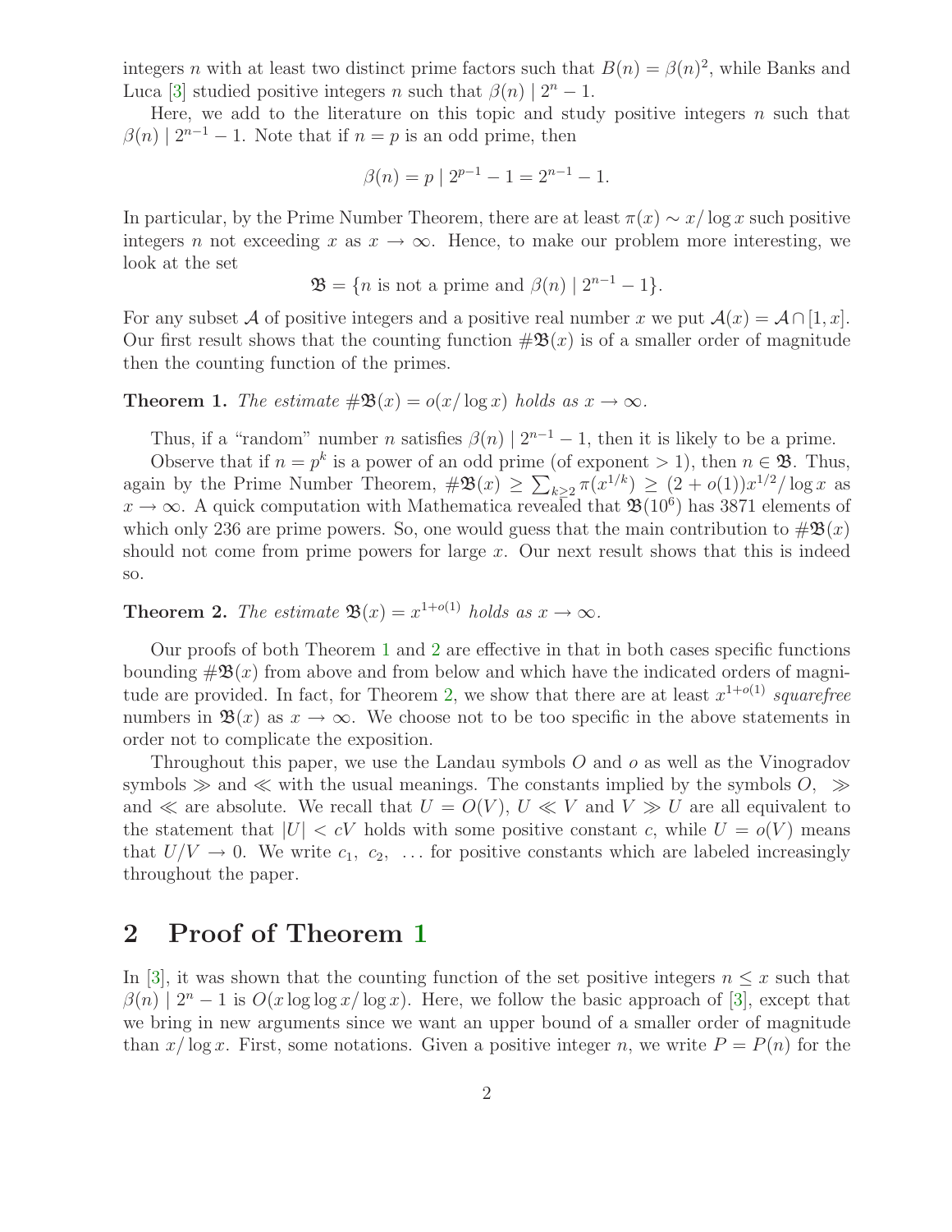integers $n$ with at least two distinct prime factors such that $B(n) = \beta(n)^2$, while Banks and Luca [3] studied positive integers $n$ such that $\beta(n) \mid 2^n - 1$.

Here, we add to the literature on this topic and study positive integers $n$ such that $\beta(n) \mid 2^{n-1} - 1$. Note that if $n = p$ is an odd prime, then

$$\beta(n) = p \mid 2^{p-1} - 1 = 2^{n-1} - 1.$$

In particular, by the Prime Number Theorem, there are at least $\pi(x) \sim x/\log x$ such positive integers $n$ not exceeding $x$ as $x \to \infty$. Hence, to make our problem more interesting, we look at the set

$$\mathfrak{B} = \{n \text{ is not a prime and } \beta(n) \mid 2^{n-1} - 1\}.$$

For any subset $\mathcal{A}$ of positive integers and a positive real number $x$ we put $\mathcal{A}(x) = \mathcal{A} \cap [1, x]$. Our first result shows that the counting function $\#\mathfrak{B}(x)$ is of a smaller order of magnitude then the counting function of the primes.

**Theorem 1.** *The estimate $\#\mathfrak{B}(x) = o(x/\log x)$ holds as $x \to \infty$.*

Thus, if a "random" number $n$ satisfies $\beta(n) \mid 2^{n-1} - 1$, then it is likely to be a prime.

Observe that if $n = p^k$ is a power of an odd prime (of exponent $> 1$), then $n \in \mathfrak{B}$. Thus, again by the Prime Number Theorem, $\#\mathfrak{B}(x) \geq \sum_{k \geq 2} \pi(x^{1/k}) \geq (2 + o(1))x^{1/2}/\log x$ as $x \to \infty$. A quick computation with Mathematica revealed that $\mathfrak{B}(10^6)$ has 3871 elements of which only 236 are prime powers. So, one would guess that the main contribution to $\#\mathfrak{B}(x)$ should not come from prime powers for large $x$. Our next result shows that this is indeed so.

**Theorem 2.** *The estimate $\mathfrak{B}(x) = x^{1+o(1)}$ holds as $x \to \infty$.*

Our proofs of both Theorem 1 and 2 are effective in that in both cases specific functions bounding $\#\mathfrak{B}(x)$ from above and from below and which have the indicated orders of magnitude are provided. In fact, for Theorem 2, we show that there are at least $x^{1+o(1)}$ *squarefree* numbers in $\mathfrak{B}(x)$ as $x \to \infty$. We choose not to be too specific in the above statements in order not to complicate the exposition.

Throughout this paper, we use the Landau symbols $O$ and $o$ as well as the Vinogradov symbols $\gg$ and $\ll$ with the usual meanings. The constants implied by the symbols $O$, $\gg$ and $\ll$ are absolute. We recall that $U = O(V)$, $U \ll V$ and $V \gg U$ are all equivalent to the statement that $|U| < cV$ holds with some positive constant $c$, while $U = o(V)$ means that $U/V \to 0$. We write $c_1, c_2, \ldots$ for positive constants which are labeled increasingly throughout the paper.

## 2 Proof of Theorem 1

In [3], it was shown that the counting function of the set positive integers $n \leq x$ such that $\beta(n) \mid 2^n - 1$ is $O(x \log\log x/\log x)$. Here, we follow the basic approach of [3], except that we bring in new arguments since we want an upper bound of a smaller order of magnitude than $x/\log x$. First, some notations. Given a positive integer $n$, we write $P = P(n)$ for the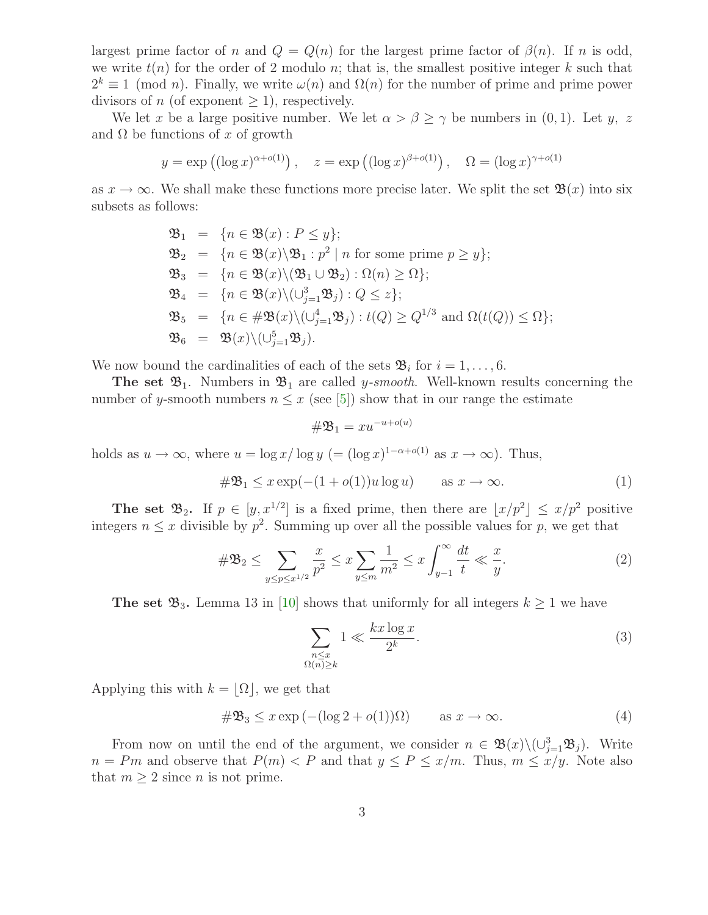largest prime factor of $n$ and $Q = Q(n)$ for the largest prime factor of $\beta(n)$. If $n$ is odd, we write $t(n)$ for the order of 2 modulo $n$; that is, the smallest positive integer $k$ such that $2^k \equiv 1 \pmod{n}$. Finally, we write $\omega(n)$ and $\Omega(n)$ for the number of prime and prime power divisors of $n$ (of exponent $\geq 1$), respectively.

We let $x$ be a large positive number. We let $\alpha > \beta \geq \gamma$ be numbers in $(0, 1)$. Let $y$, $z$ and $\Omega$ be functions of $x$ of growth

$$y = \exp\left((\log x)^{\alpha+o(1)}\right), \quad z = \exp\left((\log x)^{\beta+o(1)}\right), \quad \Omega = (\log x)^{\gamma+o(1)}$$

as $x \to \infty$. We shall make these functions more precise later. We split the set $\mathfrak{B}(x)$ into six subsets as follows:

$$\begin{aligned}
\mathfrak{B}_1 &= \{n \in \mathfrak{B}(x) : P \leq y\};\\
\mathfrak{B}_2 &= \{n \in \mathfrak{B}(x)\backslash\mathfrak{B}_1 : p^2 \mid n \text{ for some prime } p \geq y\};\\
\mathfrak{B}_3 &= \{n \in \mathfrak{B}(x)\backslash(\mathfrak{B}_1 \cup \mathfrak{B}_2) : \Omega(n) \geq \Omega\};\\
\mathfrak{B}_4 &= \{n \in \mathfrak{B}(x)\backslash(\cup_{j=1}^{3}\mathfrak{B}_j) : Q \leq z\};\\
\mathfrak{B}_5 &= \{n \in \#\mathfrak{B}(x)\backslash(\cup_{j=1}^{4}\mathfrak{B}_j) : t(Q) \geq Q^{1/3} \text{ and } \Omega(t(Q)) \leq \Omega\};\\
\mathfrak{B}_6 &= \mathfrak{B}(x)\backslash(\cup_{j=1}^{5}\mathfrak{B}_j).
\end{aligned}$$

We now bound the cardinalities of each of the sets $\mathfrak{B}_i$ for $i = 1, \ldots, 6$.

**The set** $\mathfrak{B}_1$. Numbers in $\mathfrak{B}_1$ are called *$y$-smooth*. Well-known results concerning the number of $y$-smooth numbers $n \leq x$ (see [5]) show that in our range the estimate

$$\#\mathfrak{B}_1 = xu^{-u+o(u)}$$

holds as $u \to \infty$, where $u = \log x/\log y$ $(= (\log x)^{1-\alpha+o(1)}$ as $x \to \infty)$. Thus,

$$\#\mathfrak{B}_1 \leq x\exp(-(1 + o(1))u\log u) \qquad \text{as } x \to \infty. \tag{1}$$

**The set** $\mathfrak{B}_2$**.** If $p \in [y, x^{1/2}]$ is a fixed prime, then there are $\lfloor x/p^2 \rfloor \leq x/p^2$ positive integers $n \leq x$ divisible by $p^2$. Summing up over all the possible values for $p$, we get that

$$\#\mathfrak{B}_2 \leq \sum_{y \leq p \leq x^{1/2}} \frac{x}{p^2} \leq x\sum_{y \leq m} \frac{1}{m^2} \leq x\int_{y-1}^{\infty} \frac{dt}{t} \ll \frac{x}{y}. \tag{2}$$

**The set** $\mathfrak{B}_3$**.** Lemma 13 in [10] shows that uniformly for all integers $k \geq 1$ we have

$$\sum_{\substack{n \leq x\\ \Omega(n) \geq k}} 1 \ll \frac{kx\log x}{2^k}. \tag{3}$$

Applying this with $k = \lfloor \Omega \rfloor$, we get that

$$\#\mathfrak{B}_3 \leq x\exp\left(-(\log 2 + o(1))\Omega\right) \qquad \text{as } x \to \infty. \tag{4}$$

From now on until the end of the argument, we consider $n \in \mathfrak{B}(x)\backslash(\cup_{j=1}^{3}\mathfrak{B}_j)$. Write $n = Pm$ and observe that $P(m) < P$ and that $y \leq P \leq x/m$. Thus, $m \leq x/y$. Note also that $m \geq 2$ since $n$ is not prime.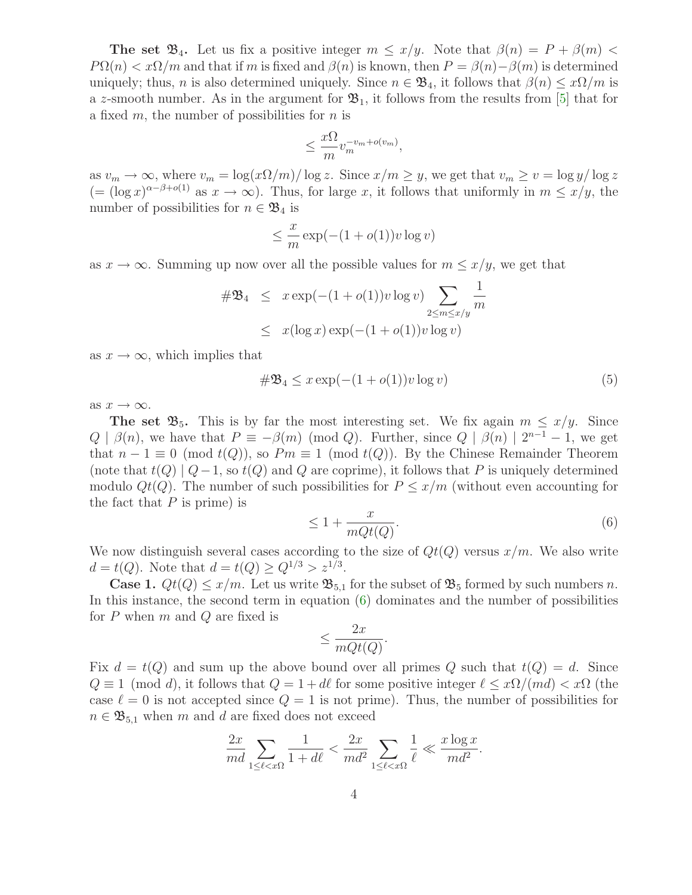**The set $\mathfrak{B}_4$.** Let us fix a positive integer $m \le x/y$. Note that $\beta(n) = P + \beta(m) < P\Omega(n) < x\Omega/m$ and that if $m$ is fixed and $\beta(n)$ is known, then $P = \beta(n) - \beta(m)$ is determined uniquely; thus, $n$ is also determined uniquely. Since $n \in \mathfrak{B}_4$, it follows that $\beta(n) \le x\Omega/m$ is a $z$-smooth number. As in the argument for $\mathfrak{B}_1$, it follows from the results from [5] that for a fixed $m$, the number of possibilities for $n$ is

$$\le \frac{x\Omega}{m} v_m^{-v_m + o(v_m)},$$

as $v_m \to \infty$, where $v_m = \log(x\Omega/m)/\log z$. Since $x/m \ge y$, we get that $v_m \ge v = \log y/\log z$ $(= (\log x)^{\alpha - \beta + o(1)}$ as $x \to \infty)$. Thus, for large $x$, it follows that uniformly in $m \le x/y$, the number of possibilities for $n \in \mathfrak{B}_4$ is

$$\le \frac{x}{m} \exp(-(1 + o(1))v \log v)$$

as $x \to \infty$. Summing up now over all the possible values for $m \le x/y$, we get that

$$\begin{aligned} \#\mathfrak{B}_4 &\le x \exp(-(1 + o(1))v \log v) \sum_{2 \le m \le x/y} \frac{1}{m} \\ &\le x(\log x) \exp(-(1 + o(1))v \log v) \end{aligned}$$

as $x \to \infty$, which implies that

$$\#\mathfrak{B}_4 \le x \exp(-(1 + o(1))v \log v) \tag{5}$$

as $x \to \infty$.

**The set $\mathfrak{B}_5$.** This is by far the most interesting set. We fix again $m \le x/y$. Since $Q \mid \beta(n)$, we have that $P \equiv -\beta(m) \pmod{Q}$. Further, since $Q \mid \beta(n) \mid 2^{n-1} - 1$, we get that $n - 1 \equiv 0 \pmod{t(Q)}$, so $Pm \equiv 1 \pmod{t(Q)}$. By the Chinese Remainder Theorem (note that $t(Q) \mid Q - 1$, so $t(Q)$ and $Q$ are coprime), it follows that $P$ is uniquely determined modulo $Qt(Q)$. The number of such possibilities for $P \le x/m$ (without even accounting for the fact that $P$ is prime) is

$$\le 1 + \frac{x}{mQt(Q)}. \tag{6}$$

We now distinguish several cases according to the size of $Qt(Q)$ versus $x/m$. We also write $d = t(Q)$. Note that $d = t(Q) \ge Q^{1/3} > z^{1/3}$.

**Case 1.** $Qt(Q) \le x/m$. Let us write $\mathfrak{B}_{5,1}$ for the subset of $\mathfrak{B}_5$ formed by such numbers $n$. In this instance, the second term in equation (6) dominates and the number of possibilities for $P$ when $m$ and $Q$ are fixed is

$$\le \frac{2x}{mQt(Q)}.$$

Fix $d = t(Q)$ and sum up the above bound over all primes $Q$ such that $t(Q) = d$. Since $Q \equiv 1 \pmod{d}$, it follows that $Q = 1 + d\ell$ for some positive integer $\ell \le x\Omega/(md) < x\Omega$ (the case $\ell = 0$ is not accepted since $Q = 1$ is not prime). Thus, the number of possibilities for $n \in \mathfrak{B}_{5,1}$ when $m$ and $d$ are fixed does not exceed

$$\frac{2x}{md} \sum_{1 \le \ell < x\Omega} \frac{1}{1 + d\ell} < \frac{2x}{md^2} \sum_{1 \le \ell < x\Omega} \frac{1}{\ell} \ll \frac{x \log x}{md^2}.$$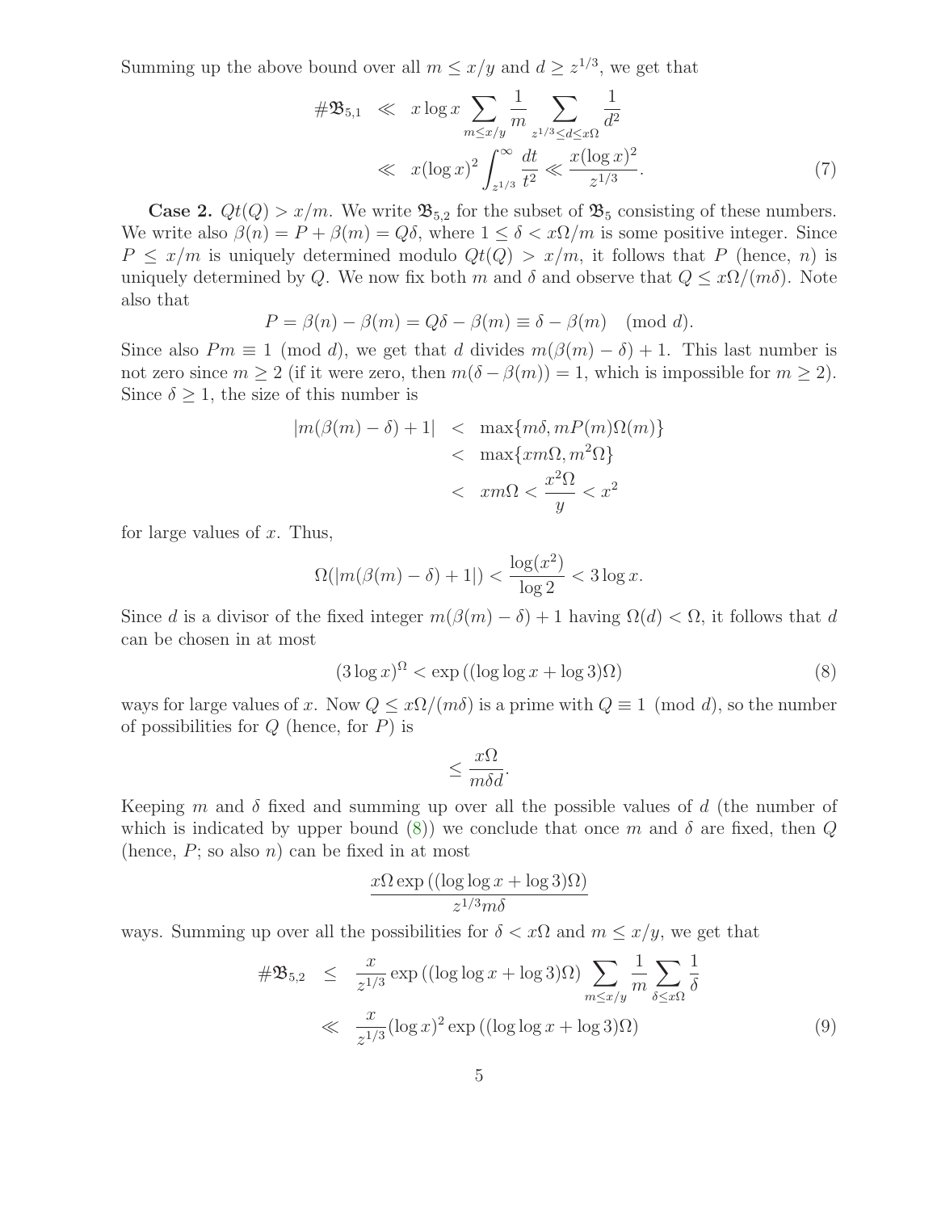Summing up the above bound over all $m \le x/y$ and $d \ge z^{1/3}$, we get that

$$
\begin{aligned}
\#\mathfrak{B}_{5,1} &\ll x \log x \sum_{m \le x/y} \frac{1}{m} \sum_{z^{1/3} \le d \le x\Omega} \frac{1}{d^2} \\
&\ll x(\log x)^2 \int_{z^{1/3}}^{\infty} \frac{dt}{t^2} \ll \frac{x(\log x)^2}{z^{1/3}}.
\end{aligned} \tag{7}
$$

**Case 2.** $Qt(Q) > x/m$. We write $\mathfrak{B}_{5,2}$ for the subset of $\mathfrak{B}_5$ consisting of these numbers. We write also $\beta(n) = P + \beta(m) = Q\delta$, where $1 \le \delta < x\Omega/m$ is some positive integer. Since $P \le x/m$ is uniquely determined modulo $Qt(Q) > x/m$, it follows that $P$ (hence, $n$) is uniquely determined by $Q$. We now fix both $m$ and $\delta$ and observe that $Q \le x\Omega/(m\delta)$. Note also that

$$
P = \beta(n) - \beta(m) = Q\delta - \beta(m) \equiv \delta - \beta(m) \pmod{d}.
$$

Since also $Pm \equiv 1 \pmod{d}$, we get that $d$ divides $m(\beta(m) - \delta) + 1$. This last number is not zero since $m \ge 2$ (if it were zero, then $m(\delta - \beta(m)) = 1$, which is impossible for $m \ge 2$). Since $\delta \ge 1$, the size of this number is

$$
\begin{aligned}
|m(\beta(m) - \delta) + 1| &< \max\{m\delta, mP(m)\Omega(m)\} \\
&< \max\{xm\Omega, m^2\Omega\} \\
&< xm\Omega < \frac{x^2\Omega}{y} < x^2
\end{aligned}
$$

for large values of $x$. Thus,

$$
\Omega(|m(\beta(m) - \delta) + 1|) < \frac{\log(x^2)}{\log 2} < 3\log x.
$$

Since $d$ is a divisor of the fixed integer $m(\beta(m) - \delta) + 1$ having $\Omega(d) < \Omega$, it follows that $d$ can be chosen in at most

$$
(3\log x)^{\Omega} < \exp\left((\log\log x + \log 3)\Omega\right) \tag{8}
$$

ways for large values of $x$. Now $Q \le x\Omega/(m\delta)$ is a prime with $Q \equiv 1 \pmod{d}$, so the number of possibilities for $Q$ (hence, for $P$) is

$$
\le \frac{x\Omega}{m\delta d}.
$$

Keeping $m$ and $\delta$ fixed and summing up over all the possible values of $d$ (the number of which is indicated by upper bound (8)) we conclude that once $m$ and $\delta$ are fixed, then $Q$ (hence, $P$; so also $n$) can be fixed in at most

$$
\frac{x\Omega \exp\left((\log\log x + \log 3)\Omega\right)}{z^{1/3} m\delta}
$$

ways. Summing up over all the possibilities for $\delta < x\Omega$ and $m \le x/y$, we get that

$$
\begin{aligned}
\#\mathfrak{B}_{5,2} &\le \frac{x}{z^{1/3}} \exp\left((\log\log x + \log 3)\Omega\right) \sum_{m \le x/y} \frac{1}{m} \sum_{\delta \le x\Omega} \frac{1}{\delta} \\
&\ll \frac{x}{z^{1/3}} (\log x)^2 \exp\left((\log\log x + \log 3)\Omega\right)
\end{aligned} \tag{9}
$$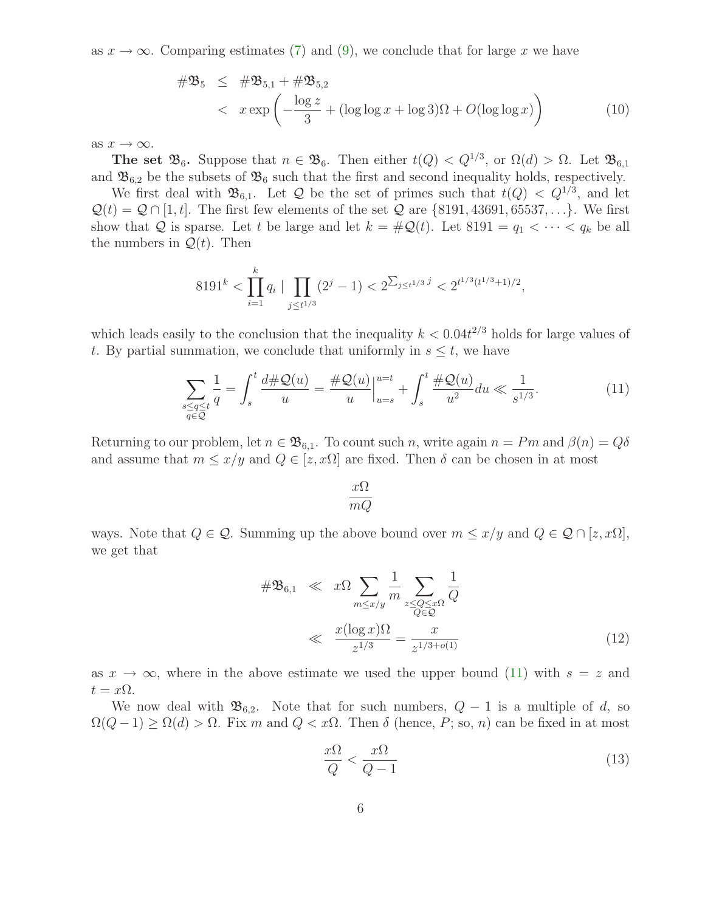as $x \to \infty$. Comparing estimates (7) and (9), we conclude that for large $x$ we have

$$
\begin{aligned}
\#\mathfrak{B}_5 &\leq \#\mathfrak{B}_{5,1} + \#\mathfrak{B}_{5,2} \\
&< x \exp\left(-\frac{\log z}{3} + (\log\log x + \log 3)\Omega + O(\log\log x)\right)
\end{aligned} \tag{10}
$$

as $x \to \infty$.

**The set $\mathfrak{B}_6$.** Suppose that $n \in \mathfrak{B}_6$. Then either $t(Q) < Q^{1/3}$, or $\Omega(d) > \Omega$. Let $\mathfrak{B}_{6,1}$ and $\mathfrak{B}_{6,2}$ be the subsets of $\mathfrak{B}_6$ such that the first and second inequality holds, respectively.

We first deal with $\mathfrak{B}_{6,1}$. Let $\mathcal{Q}$ be the set of primes such that $t(Q) < Q^{1/3}$, and let $\mathcal{Q}(t) = \mathcal{Q} \cap [1, t]$. The first few elements of the set $\mathcal{Q}$ are $\{8191, 43691, 65537, \ldots\}$. We first show that $\mathcal{Q}$ is sparse. Let $t$ be large and let $k = \#\mathcal{Q}(t)$. Let $8191 = q_1 < \cdots < q_k$ be all the numbers in $\mathcal{Q}(t)$. Then

$$
8191^k < \prod_{i=1}^{k} q_i \mid \prod_{j \leq t^{1/3}} (2^j - 1) < 2^{\sum_{j \leq t^{1/3}} j} < 2^{t^{1/3}(t^{1/3}+1)/2},
$$

which leads easily to the conclusion that the inequality $k < 0.04 t^{2/3}$ holds for large values of $t$. By partial summation, we conclude that uniformly in $s \leq t$, we have

$$
\sum_{\substack{s \leq q \leq t \\ q \in \mathcal{Q}}} \frac{1}{q} = \int_s^t \frac{d\#\mathcal{Q}(u)}{u} = \frac{\#\mathcal{Q}(u)}{u}\Big|_{u=s}^{u=t} + \int_s^t \frac{\#\mathcal{Q}(u)}{u^2} du \ll \frac{1}{s^{1/3}}. \tag{11}
$$

Returning to our problem, let $n \in \mathfrak{B}_{6,1}$. To count such $n$, write again $n = Pm$ and $\beta(n) = Q\delta$ and assume that $m \leq x/y$ and $Q \in [z, x\Omega]$ are fixed. Then $\delta$ can be chosen in at most

$$
\frac{x\Omega}{mQ}
$$

ways. Note that $Q \in \mathcal{Q}$. Summing up the above bound over $m \leq x/y$ and $Q \in \mathcal{Q} \cap [z, x\Omega]$, we get that

$$
\begin{aligned}
\#\mathfrak{B}_{6,1} &\ll x\Omega \sum_{m \leq x/y} \frac{1}{m} \sum_{\substack{z \leq Q \leq x\Omega \\ Q \in \mathcal{Q}}} \frac{1}{Q} \\
&\ll \frac{x(\log x)\Omega}{z^{1/3}} = \frac{x}{z^{1/3+o(1)}}
\end{aligned} \tag{12}
$$

as $x \to \infty$, where in the above estimate we used the upper bound (11) with $s = z$ and $t = x\Omega$.

We now deal with $\mathfrak{B}_{6,2}$. Note that for such numbers, $Q - 1$ is a multiple of $d$, so $\Omega(Q-1) \geq \Omega(d) > \Omega$. Fix $m$ and $Q < x\Omega$. Then $\delta$ (hence, $P$; so, $n$) can be fixed in at most

$$
\frac{x\Omega}{Q} < \frac{x\Omega}{Q-1} \tag{13}
$$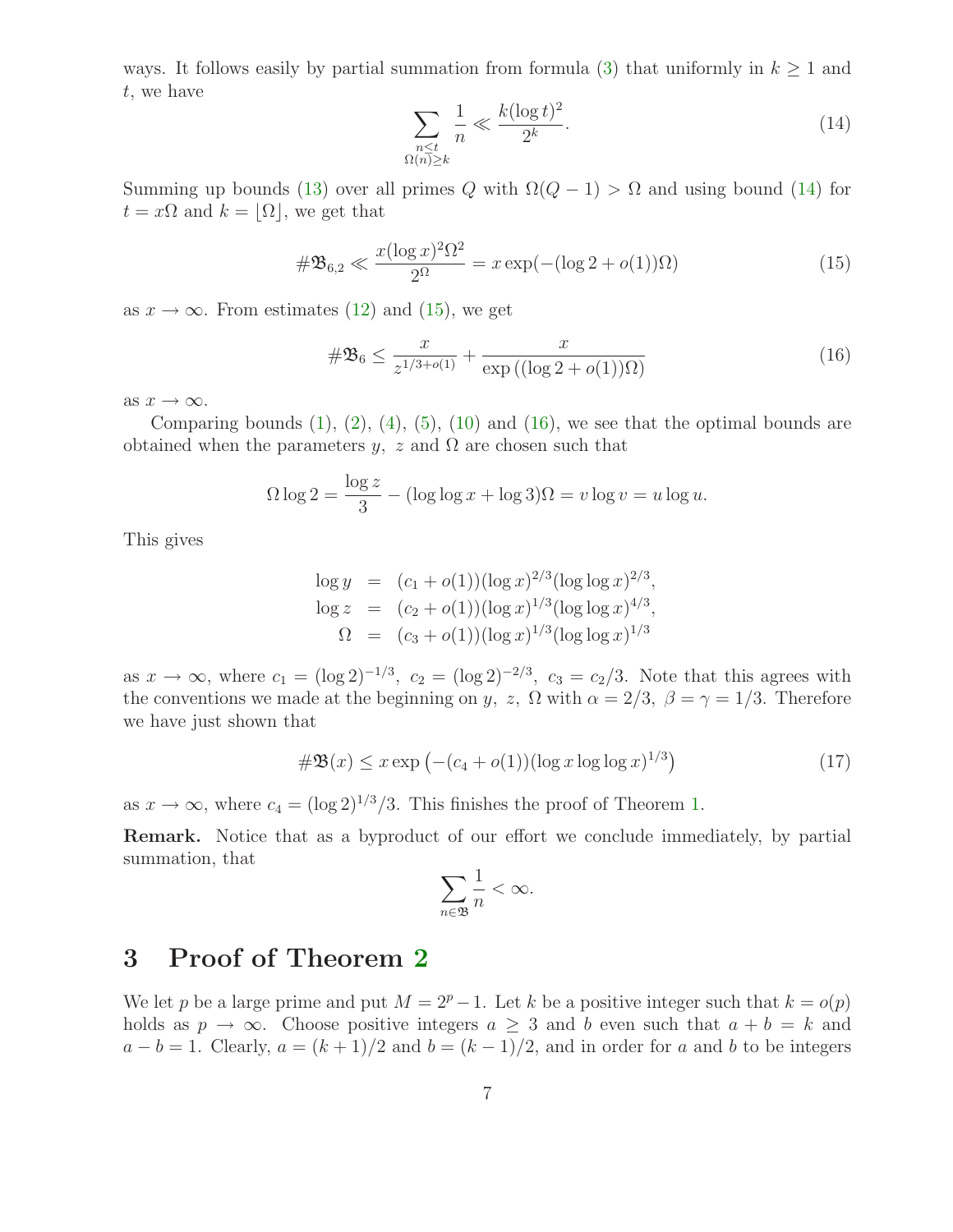ways. It follows easily by partial summation from formula (3) that uniformly in $k \ge 1$ and $t$, we have

$$\sum_{\substack{n \le t \\ \Omega(n) \ge k}} \frac{1}{n} \ll \frac{k(\log t)^2}{2^k}. \tag{14}$$

Summing up bounds (13) over all primes $Q$ with $\Omega(Q-1) > \Omega$ and using bound (14) for $t = x\Omega$ and $k = \lfloor \Omega \rfloor$, we get that

$$\#\mathfrak{B}_{6,2} \ll \frac{x(\log x)^2 \Omega^2}{2^{\Omega}} = x \exp(-(\log 2 + o(1))\Omega) \tag{15}$$

as $x \to \infty$. From estimates (12) and (15), we get

$$\#\mathfrak{B}_6 \le \frac{x}{z^{1/3+o(1)}} + \frac{x}{\exp\left((\log 2 + o(1))\Omega\right)} \tag{16}$$

as $x \to \infty$.

Comparing bounds (1), (2), (4), (5), (10) and (16), we see that the optimal bounds are obtained when the parameters $y$, $z$ and $\Omega$ are chosen such that

$$\Omega \log 2 = \frac{\log z}{3} - (\log\log x + \log 3)\Omega = v \log v = u \log u.$$

This gives

$$\begin{aligned}
\log y &= (c_1 + o(1))(\log x)^{2/3}(\log\log x)^{2/3}, \\
\log z &= (c_2 + o(1))(\log x)^{1/3}(\log\log x)^{4/3}, \\
\Omega &= (c_3 + o(1))(\log x)^{1/3}(\log\log x)^{1/3}
\end{aligned}$$

as $x \to \infty$, where $c_1 = (\log 2)^{-1/3}$, $c_2 = (\log 2)^{-2/3}$, $c_3 = c_2/3$. Note that this agrees with the conventions we made at the beginning on $y$, $z$, $\Omega$ with $\alpha = 2/3$, $\beta = \gamma = 1/3$. Therefore we have just shown that

$$\#\mathfrak{B}(x) \le x \exp\left(-(c_4 + o(1))(\log x \log\log x)^{1/3}\right) \tag{17}$$

as $x \to \infty$, where $c_4 = (\log 2)^{1/3}/3$. This finishes the proof of Theorem 1.

**Remark.** Notice that as a byproduct of our effort we conclude immediately, by partial summation, that

$$\sum_{n \in \mathfrak{B}} \frac{1}{n} < \infty.$$

## 3 Proof of Theorem 2

We let $p$ be a large prime and put $M = 2^p - 1$. Let $k$ be a positive integer such that $k = o(p)$ holds as $p \to \infty$. Choose positive integers $a \ge 3$ and $b$ even such that $a + b = k$ and $a - b = 1$. Clearly, $a = (k+1)/2$ and $b = (k-1)/2$, and in order for $a$ and $b$ to be integers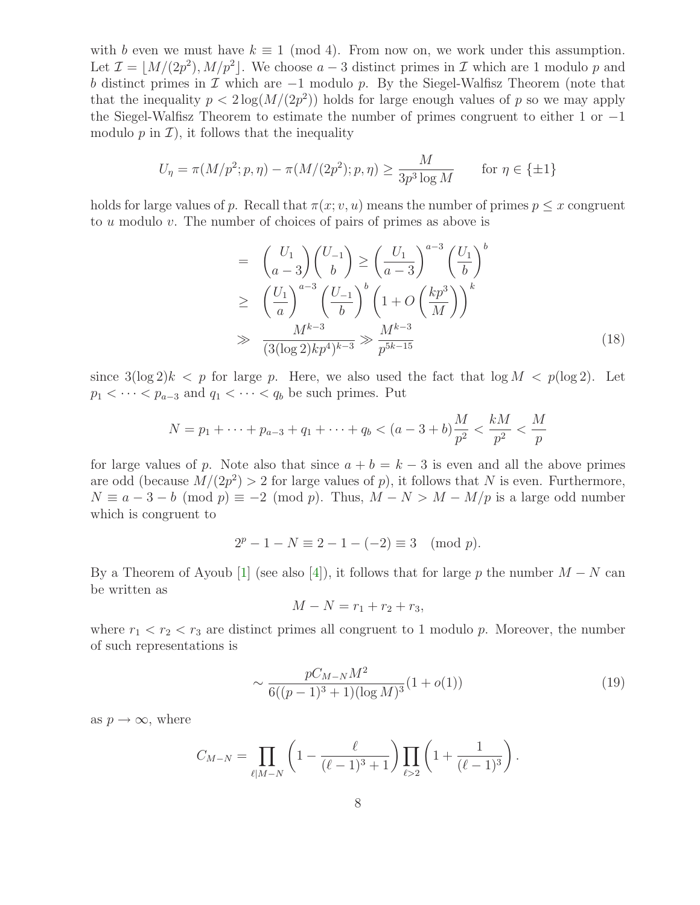with $b$ even we must have $k \equiv 1 \pmod 4$. From now on, we work under this assumption. Let $\mathcal{I} = \lfloor M/(2p^2), M/p^2 \rfloor$. We choose $a-3$ distinct primes in $\mathcal{I}$ which are 1 modulo $p$ and $b$ distinct primes in $\mathcal{I}$ which are $-1$ modulo $p$. By the Siegel-Walfisz Theorem (note that that the inequality $p < 2\log(M/(2p^2))$ holds for large enough values of $p$ so we may apply the Siegel-Walfisz Theorem to estimate the number of primes congruent to either 1 or $-1$ modulo $p$ in $\mathcal{I}$), it follows that the inequality

$$U_\eta = \pi(M/p^2; p, \eta) - \pi(M/(2p^2); p, \eta) \geq \frac{M}{3p^3 \log M} \qquad \text{for } \eta \in \{\pm 1\}$$

holds for large values of $p$. Recall that $\pi(x; v, u)$ means the number of primes $p \leq x$ congruent to $u$ modulo $v$. The number of choices of pairs of primes as above is

$$\begin{aligned}
&= \binom{U_1}{a-3}\binom{U_{-1}}{b} \geq \left(\frac{U_1}{a-3}\right)^{a-3}\left(\frac{U_1}{b}\right)^{b} \\
&\geq \left(\frac{U_1}{a}\right)^{a-3}\left(\frac{U_{-1}}{b}\right)^{b}\left(1 + O\left(\frac{kp^3}{M}\right)\right)^{k} \\
&\gg \frac{M^{k-3}}{(3(\log 2)kp^4)^{k-3}} \gg \frac{M^{k-3}}{p^{5k-15}}
\end{aligned} \tag{18}$$

since $3(\log 2)k < p$ for large $p$. Here, we also used the fact that $\log M < p(\log 2)$. Let $p_1 < \cdots < p_{a-3}$ and $q_1 < \cdots < q_b$ be such primes. Put

$$N = p_1 + \cdots + p_{a-3} + q_1 + \cdots + q_b < (a-3+b)\frac{M}{p^2} < \frac{kM}{p^2} < \frac{M}{p}$$

for large values of $p$. Note also that since $a + b = k - 3$ is even and all the above primes are odd (because $M/(2p^2) > 2$ for large values of $p$), it follows that $N$ is even. Furthermore, $N \equiv a - 3 - b \pmod p \equiv -2 \pmod p$. Thus, $M - N > M - M/p$ is a large odd number which is congruent to

$$2^p - 1 - N \equiv 2 - 1 - (-2) \equiv 3 \pmod p.$$

By a Theorem of Ayoub [1] (see also [4]), it follows that for large $p$ the number $M - N$ can be written as

$$M - N = r_1 + r_2 + r_3,$$

where $r_1 < r_2 < r_3$ are distinct primes all congruent to 1 modulo $p$. Moreover, the number of such representations is

$$\sim \frac{pC_{M-N}M^2}{6((p-1)^3+1)(\log M)^3}(1 + o(1)) \tag{19}$$

as $p \to \infty$, where

$$C_{M-N} = \prod_{\ell \mid M-N}\left(1 - \frac{\ell}{(\ell-1)^3+1}\right)\prod_{\ell > 2}\left(1 + \frac{1}{(\ell-1)^3}\right).$$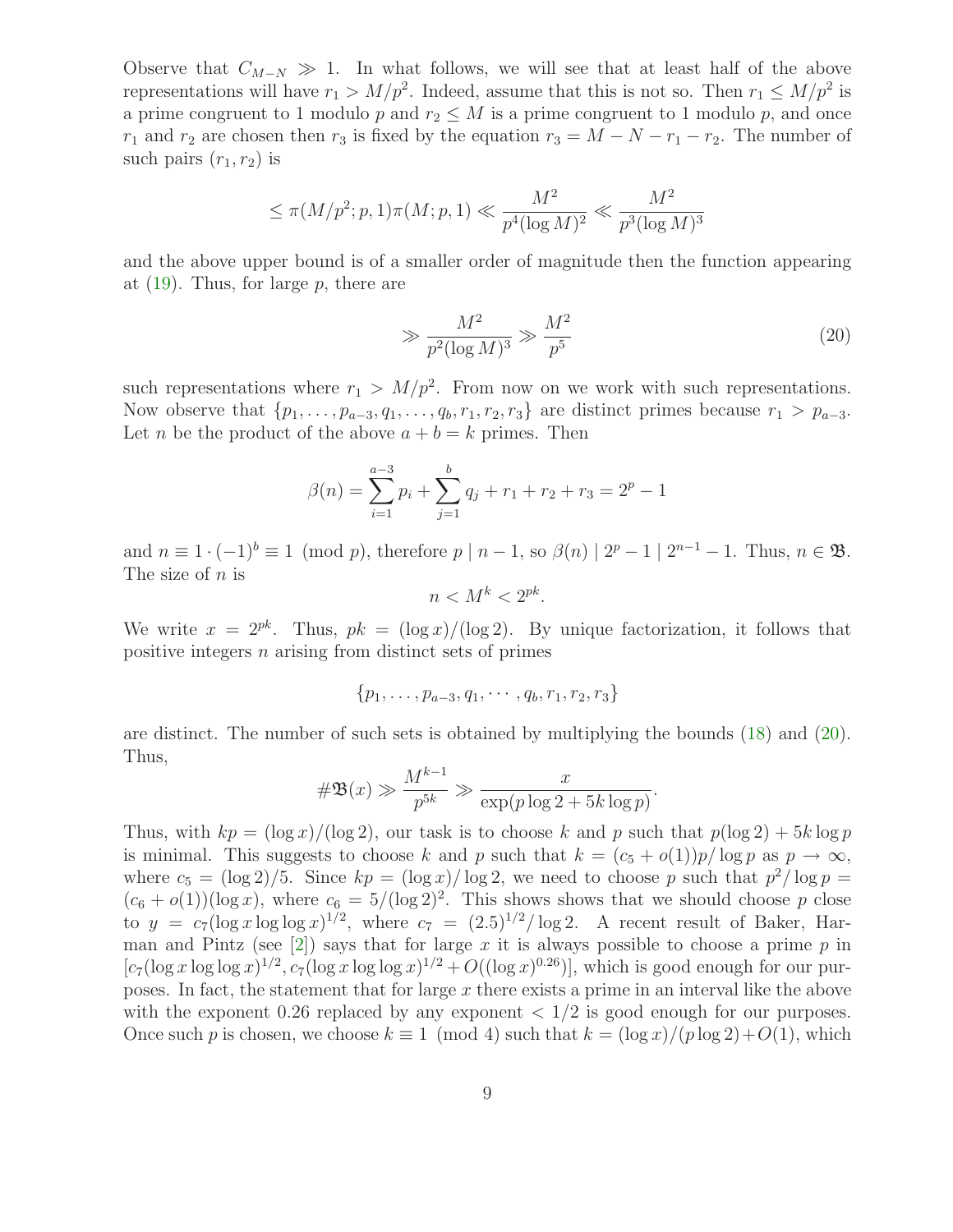Observe that $C_{M-N} \gg 1$. In what follows, we will see that at least half of the above representations will have $r_1 > M/p^2$. Indeed, assume that this is not so. Then $r_1 \le M/p^2$ is a prime congruent to 1 modulo $p$ and $r_2 \le M$ is a prime congruent to 1 modulo $p$, and once $r_1$ and $r_2$ are chosen then $r_3$ is fixed by the equation $r_3 = M - N - r_1 - r_2$. The number of such pairs $(r_1, r_2)$ is

$$\le \pi(M/p^2; p, 1)\pi(M; p, 1) \ll \frac{M^2}{p^4(\log M)^2} \ll \frac{M^2}{p^3(\log M)^3}$$

and the above upper bound is of a smaller order of magnitude then the function appearing at (19). Thus, for large $p$, there are

$$\gg \frac{M^2}{p^2(\log M)^3} \gg \frac{M^2}{p^5} \tag{20}$$

such representations where $r_1 > M/p^2$. From now on we work with such representations. Now observe that $\{p_1, \ldots, p_{a-3}, q_1, \ldots, q_b, r_1, r_2, r_3\}$ are distinct primes because $r_1 > p_{a-3}$. Let $n$ be the product of the above $a + b = k$ primes. Then

$$\beta(n) = \sum_{i=1}^{a-3} p_i + \sum_{j=1}^{b} q_j + r_1 + r_2 + r_3 = 2^p - 1$$

and $n \equiv 1 \cdot (-1)^b \equiv 1 \pmod p$, therefore $p \mid n - 1$, so $\beta(n) \mid 2^p - 1 \mid 2^{n-1} - 1$. Thus, $n \in \mathfrak{B}$. The size of $n$ is

$$n < M^k < 2^{pk}.$$

We write $x = 2^{pk}$. Thus, $pk = (\log x)/(\log 2)$. By unique factorization, it follows that positive integers $n$ arising from distinct sets of primes

$$\{p_1, \ldots, p_{a-3}, q_1, \cdots, q_b, r_1, r_2, r_3\}$$

are distinct. The number of such sets is obtained by multiplying the bounds (18) and (20). Thus,

$$\#\mathfrak{B}(x) \gg \frac{M^{k-1}}{p^{5k}} \gg \frac{x}{\exp(p \log 2 + 5k \log p)}.$$

Thus, with $kp = (\log x)/(\log 2)$, our task is to choose $k$ and $p$ such that $p(\log 2) + 5k \log p$ is minimal. This suggests to choose $k$ and $p$ such that $k = (c_5 + o(1))p/\log p$ as $p \to \infty$, where $c_5 = (\log 2)/5$. Since $kp = (\log x)/\log 2$, we need to choose $p$ such that $p^2/\log p = (c_6 + o(1))(\log x)$, where $c_6 = 5/(\log 2)^2$. This shows shows that we should choose $p$ close to $y = c_7(\log x \log\log x)^{1/2}$, where $c_7 = (2.5)^{1/2}/\log 2$. A recent result of Baker, Harman and Pintz (see [2]) says that for large $x$ it is always possible to choose a prime $p$ in $[c_7(\log x \log\log x)^{1/2}, c_7(\log x \log\log x)^{1/2} + O((\log x)^{0.26})]$, which is good enough for our purposes. In fact, the statement that for large $x$ there exists a prime in an interval like the above with the exponent 0.26 replaced by any exponent $< 1/2$ is good enough for our purposes. Once such $p$ is chosen, we choose $k \equiv 1 \pmod 4$ such that $k = (\log x)/(p \log 2) + O(1)$, which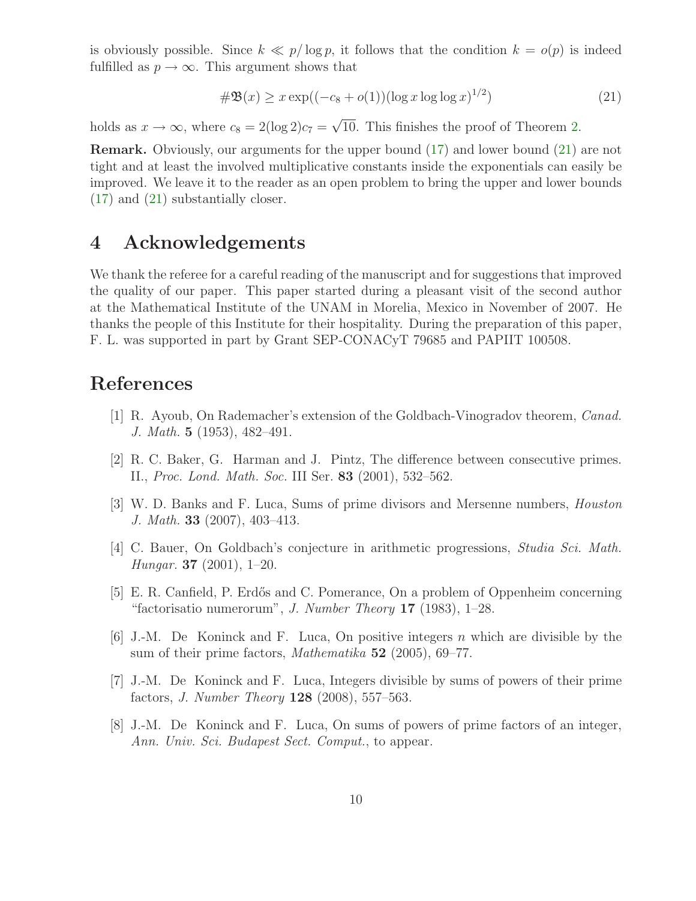is obviously possible. Since $k \ll p/\log p$, it follows that the condition $k = o(p)$ is indeed fulfilled as $p \to \infty$. This argument shows that

$$\#\mathfrak{B}(x) \geq x \exp((-c_8 + o(1))(\log x \log\log x)^{1/2}) \tag{21}$$

holds as $x \to \infty$, where $c_8 = 2(\log 2)c_7 = \sqrt{10}$. This finishes the proof of Theorem 2.

**Remark.** Obviously, our arguments for the upper bound (17) and lower bound (21) are not tight and at least the involved multiplicative constants inside the exponentials can easily be improved. We leave it to the reader as an open problem to bring the upper and lower bounds (17) and (21) substantially closer.

## 4 Acknowledgements

We thank the referee for a careful reading of the manuscript and for suggestions that improved the quality of our paper. This paper started during a pleasant visit of the second author at the Mathematical Institute of the UNAM in Morelia, Mexico in November of 2007. He thanks the people of this Institute for their hospitality. During the preparation of this paper, F. L. was supported in part by Grant SEP-CONACyT 79685 and PAPIIT 100508.

## References

[1] R. Ayoub, On Rademacher's extension of the Goldbach-Vinogradov theorem, *Canad. J. Math.* **5** (1953), 482–491.

[2] R. C. Baker, G. Harman and J. Pintz, The difference between consecutive primes. II., *Proc. Lond. Math. Soc.* III Ser. **83** (2001), 532–562.

[3] W. D. Banks and F. Luca, Sums of prime divisors and Mersenne numbers, *Houston J. Math.* **33** (2007), 403–413.

[4] C. Bauer, On Goldbach's conjecture in arithmetic progressions, *Studia Sci. Math. Hungar.* **37** (2001), 1–20.

[5] E. R. Canfield, P. Erdős and C. Pomerance, On a problem of Oppenheim concerning "factorisatio numerorum", *J. Number Theory* **17** (1983), 1–28.

[6] J.-M. De Koninck and F. Luca, On positive integers $n$ which are divisible by the sum of their prime factors, *Mathematika* **52** (2005), 69–77.

[7] J.-M. De Koninck and F. Luca, Integers divisible by sums of powers of their prime factors, *J. Number Theory* **128** (2008), 557–563.

[8] J.-M. De Koninck and F. Luca, On sums of powers of prime factors of an integer, *Ann. Univ. Sci. Budapest Sect. Comput.*, to appear.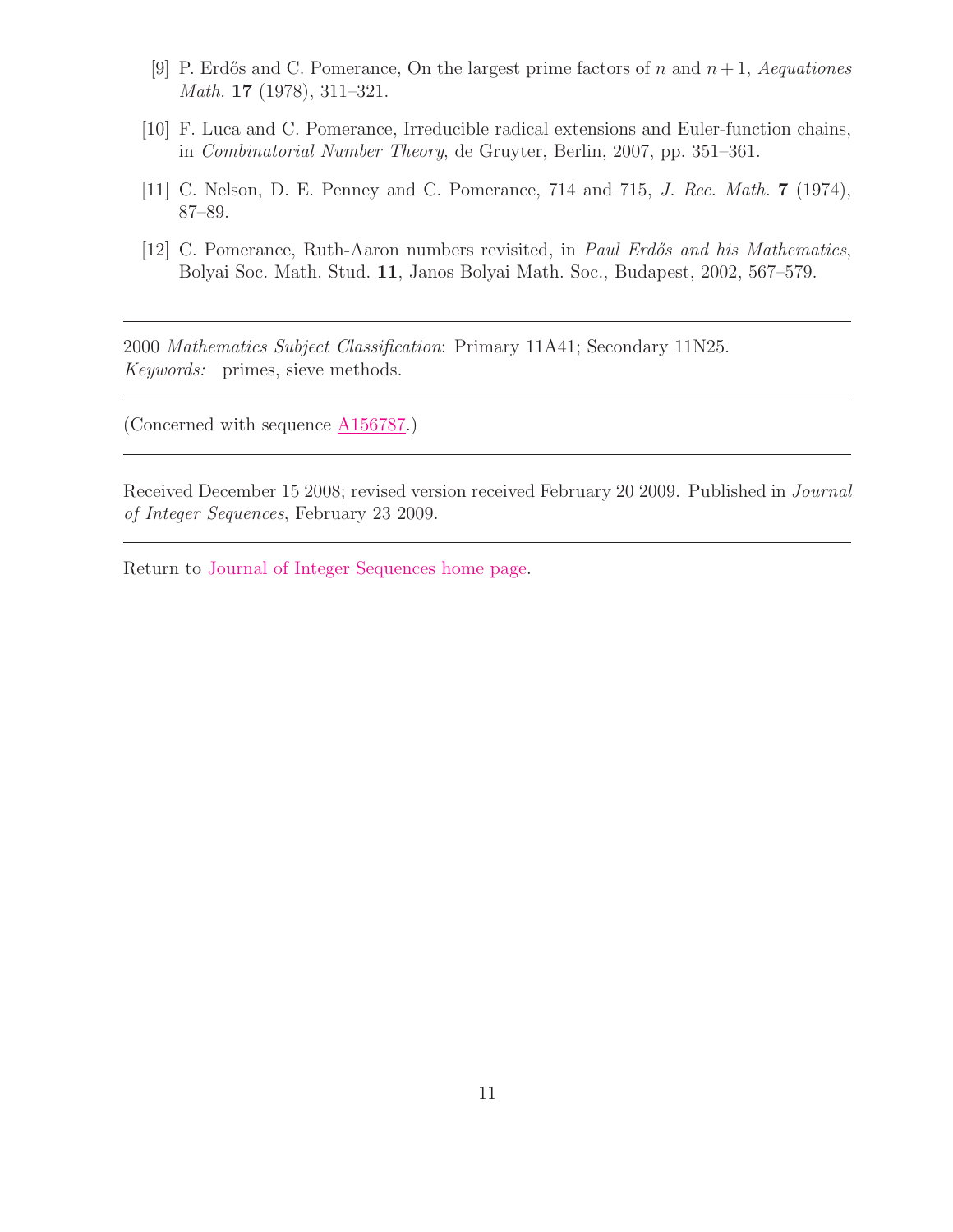[9] P. Erdős and C. Pomerance, On the largest prime factors of $n$ and $n+1$, *Aequationes Math.* **17** (1978), 311–321.

[10] F. Luca and C. Pomerance, Irreducible radical extensions and Euler-function chains, in *Combinatorial Number Theory*, de Gruyter, Berlin, 2007, pp. 351–361.

[11] C. Nelson, D. E. Penney and C. Pomerance, 714 and 715, *J. Rec. Math.* **7** (1974), 87–89.

[12] C. Pomerance, Ruth-Aaron numbers revisited, in *Paul Erdős and his Mathematics*, Bolyai Soc. Math. Stud. **11**, Janos Bolyai Math. Soc., Budapest, 2002, 567–579.

---

2000 *Mathematics Subject Classification*: Primary 11A41; Secondary 11N25.
*Keywords:* primes, sieve methods.

---

(Concerned with sequence A156787.)

---

Received December 15 2008; revised version received February 20 2009. Published in *Journal of Integer Sequences*, February 23 2009.

---

Return to Journal of Integer Sequences home page.